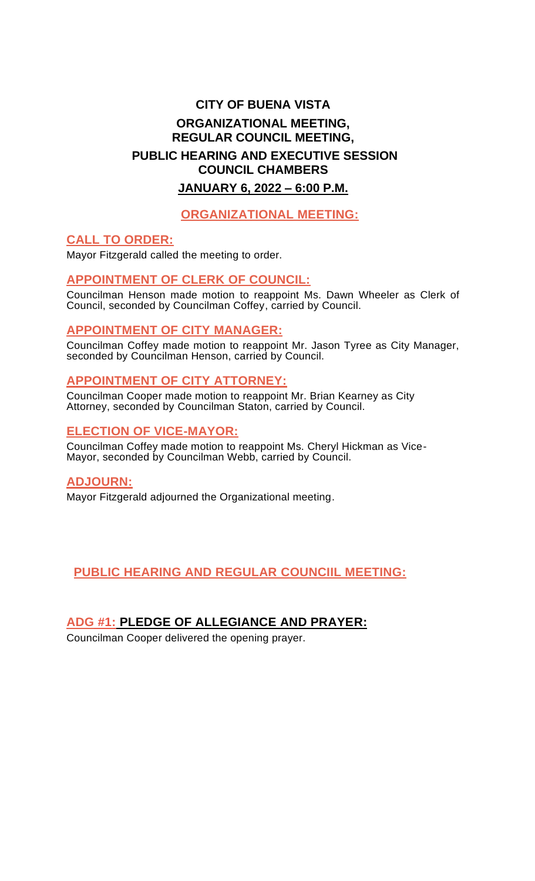# CITY OF BUENA VISTA

## ORGANIZATIONAL MEETING, REGULAR COUNCIL MEETING, PUBLIC HEARING AND EXECUTIVE SESSION COUNCIL CHAMBERS

## JANUARY 6, 2022 – 6:00 P.M.

### ORGANIZATIONAL MEETING:

**CALL TO ORDER:**

Mayor Fitzgerald called the meeting to order.

**APPOINTMENT OF CLERK OF COUNCIL:**

Councilman Henson made motion to reappoint Ms. Dawn Wheeler as Clerk of Council, seconded by Councilman Coffey, carried by Council.

**APPOINTMENT OF CITY MANAGER:**

Councilman Coffey made motion to reappoint Mr. Jason Tyree as City Manager, seconded by Councilman Henson, carried by Council.

**APPOINTMENT OF CITY ATTORNEY:**

Councilman Cooper made motion to reappoint Mr. Brian Kearney as City Attorney, seconded by Councilman Staton, carried by Council.

**ELECTION OF VICE-MAYOR:**

Councilman Coffey made motion to reappoint Ms. Cheryl Hickman as Vice-Mayor, seconded by Councilman Webb, carried by Council.

**ADJOURN:**

Mayor Fitzgerald adjourned the Organizational meeting.

### PUBLIC HEARING AND REGULAR COUNCIIL MEETING:

**ADG #1: PLEDGE OF ALLEGIANCE AND PRAYER:**

Councilman Cooper delivered the opening prayer.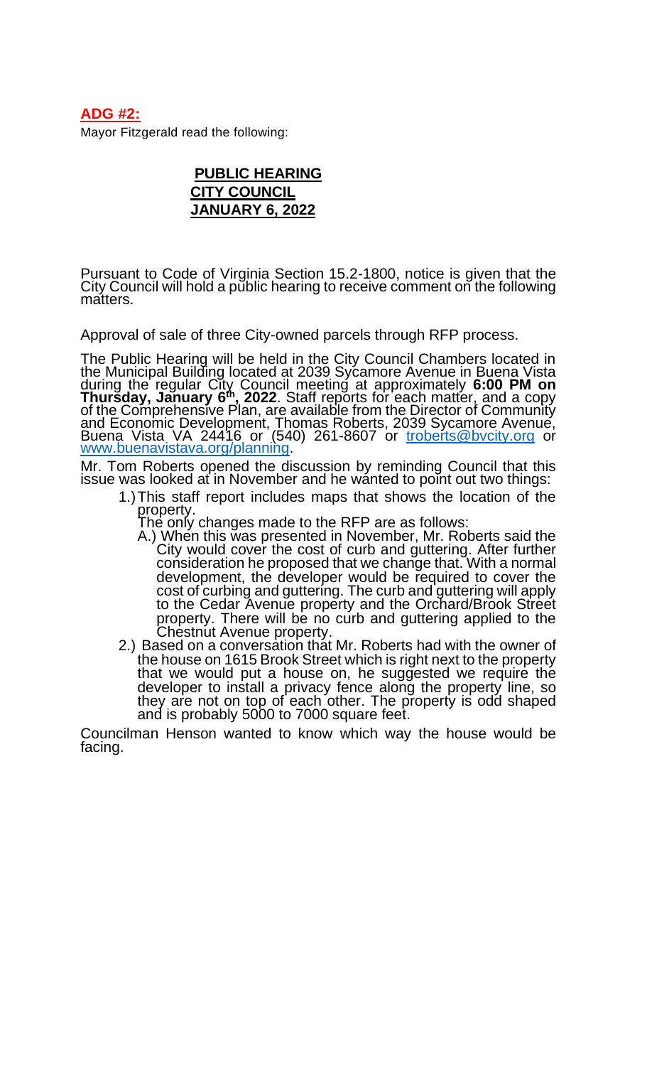**ADG #2:**

Mayor Fitzgerald read the following:

**PUBLIC HEARING**
**CITY COUNCIL**
**JANUARY 6, 2022**

Pursuant to Code of Virginia Section 15.2-1800, notice is given that the City Council will hold a public hearing to receive comment on the following matters.

Approval of sale of three City-owned parcels through RFP process.

The Public Hearing will be held in the City Council Chambers located in the Municipal Building located at 2039 Sycamore Avenue in Buena Vista during the regular City Council meeting at approximately **6:00 PM on Thursday, January 6th, 2022**. Staff reports for each matter, and a copy of the Comprehensive Plan, are available from the Director of Community and Economic Development, Thomas Roberts, 2039 Sycamore Avenue, Buena Vista VA 24416 or (540) 261-8607 or troberts@bvcity.org or www.buenavistava.org/planning.

Mr. Tom Roberts opened the discussion by reminding Council that this issue was looked at in November and he wanted to point out two things:

1.) This staff report includes maps that shows the location of the property.
   The only changes made to the RFP are as follows:
   A.) When this was presented in November, Mr. Roberts said the City would cover the cost of curb and guttering. After further consideration he proposed that we change that. With a normal development, the developer would be required to cover the cost of curbing and guttering. The curb and guttering will apply to the Cedar Avenue property and the Orchard/Brook Street property. There will be no curb and guttering applied to the Chestnut Avenue property.
2.) Based on a conversation that Mr. Roberts had with the owner of the house on 1615 Brook Street which is right next to the property that we would put a house on, he suggested we require the developer to install a privacy fence along the property line, so they are not on top of each other. The property is odd shaped and is probably 5000 to 7000 square feet.

Councilman Henson wanted to know which way the house would be facing.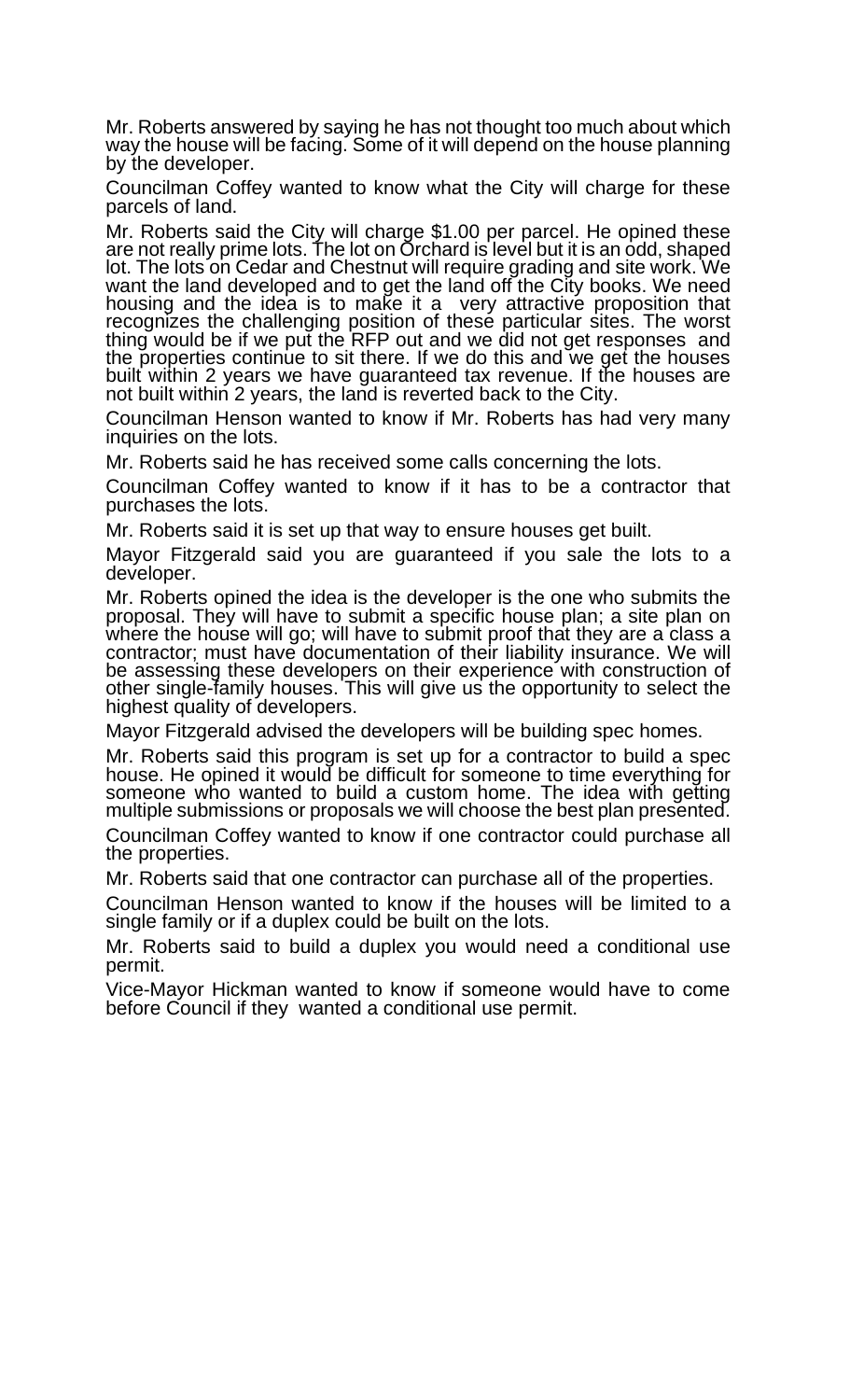Mr. Roberts answered by saying he has not thought too much about which way the house will be facing. Some of it will depend on the house planning by the developer.

Councilman Coffey wanted to know what the City will charge for these parcels of land.

Mr. Roberts said the City will charge $1.00 per parcel. He opined these are not really prime lots. The lot on Orchard is level but it is an odd, shaped lot. The lots on Cedar and Chestnut will require grading and site work. We want the land developed and to get the land off the City books. We need housing and the idea is to make it a very attractive proposition that recognizes the challenging position of these particular sites. The worst thing would be if we put the RFP out and we did not get responses and the properties continue to sit there. If we do this and we get the houses built within 2 years we have guaranteed tax revenue. If the houses are not built within 2 years, the land is reverted back to the City.

Councilman Henson wanted to know if Mr. Roberts has had very many inquiries on the lots.

Mr. Roberts said he has received some calls concerning the lots.

Councilman Coffey wanted to know if it has to be a contractor that purchases the lots.

Mr. Roberts said it is set up that way to ensure houses get built.

Mayor Fitzgerald said you are guaranteed if you sale the lots to a developer.

Mr. Roberts opined the idea is the developer is the one who submits the proposal. They will have to submit a specific house plan; a site plan on where the house will go; will have to submit proof that they are a class a contractor; must have documentation of their liability insurance. We will be assessing these developers on their experience with construction of other single-family houses. This will give us the opportunity to select the highest quality of developers.

Mayor Fitzgerald advised the developers will be building spec homes.

Mr. Roberts said this program is set up for a contractor to build a spec house. He opined it would be difficult for someone to time everything for someone who wanted to build a custom home. The idea with getting multiple submissions or proposals we will choose the best plan presented.

Councilman Coffey wanted to know if one contractor could purchase all the properties.

Mr. Roberts said that one contractor can purchase all of the properties.

Councilman Henson wanted to know if the houses will be limited to a single family or if a duplex could be built on the lots.

Mr. Roberts said to build a duplex you would need a conditional use permit.

Vice-Mayor Hickman wanted to know if someone would have to come before Council if they wanted a conditional use permit.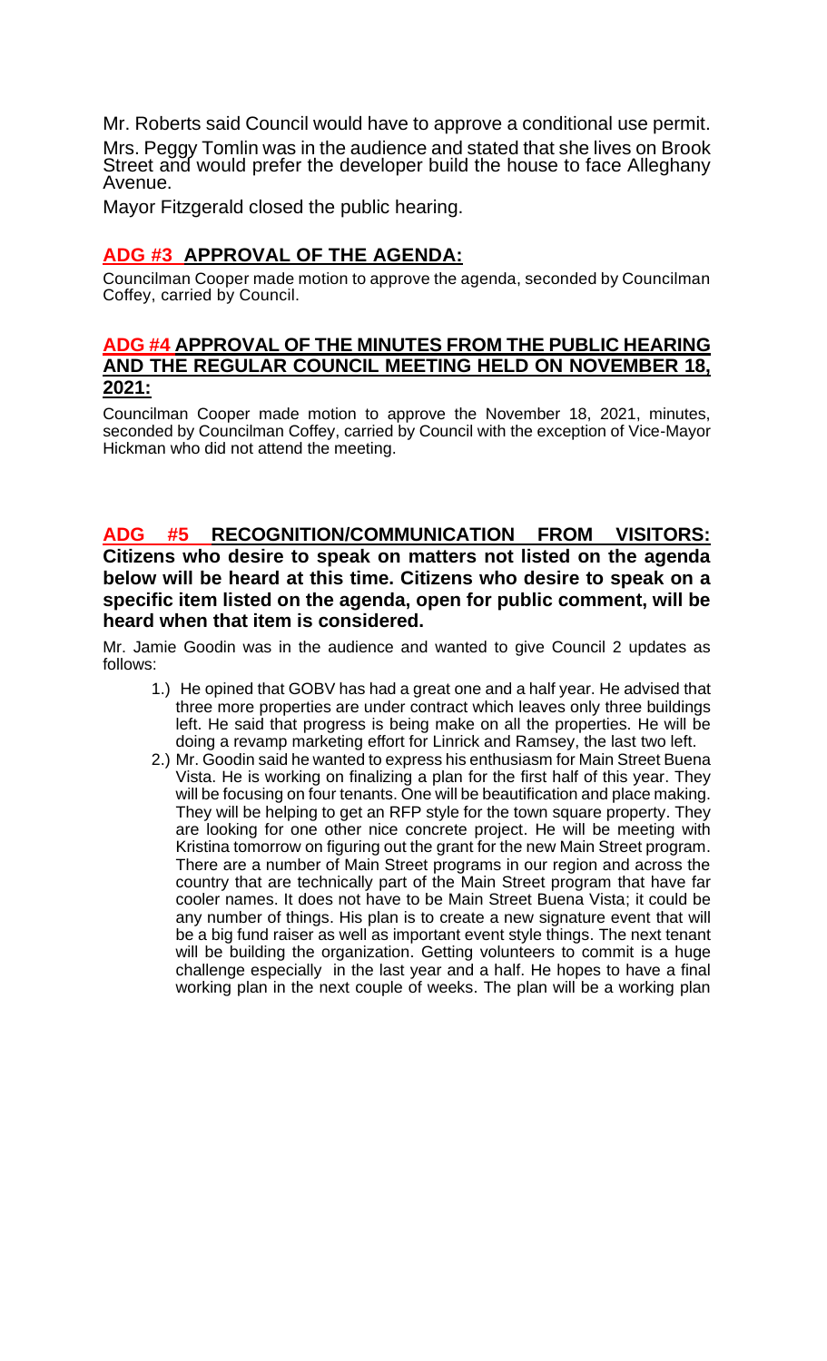Mr. Roberts said Council would have to approve a conditional use permit.

Mrs. Peggy Tomlin was in the audience and stated that she lives on Brook Street and would prefer the developer build the house to face Alleghany Avenue.

Mayor Fitzgerald closed the public hearing.

## ADG #3 APPROVAL OF THE AGENDA:

Councilman Cooper made motion to approve the agenda, seconded by Councilman Coffey, carried by Council.

## ADG #4 APPROVAL OF THE MINUTES FROM THE PUBLIC HEARING AND THE REGULAR COUNCIL MEETING HELD ON NOVEMBER 18, 2021:

Councilman Cooper made motion to approve the November 18, 2021, minutes, seconded by Councilman Coffey, carried by Council with the exception of Vice-Mayor Hickman who did not attend the meeting.

## ADG #5 RECOGNITION/COMMUNICATION FROM VISITORS: Citizens who desire to speak on matters not listed on the agenda below will be heard at this time. Citizens who desire to speak on a specific item listed on the agenda, open for public comment, will be heard when that item is considered.

Mr. Jamie Goodin was in the audience and wanted to give Council 2 updates as follows:

1.) He opined that GOBV has had a great one and a half year. He advised that three more properties are under contract which leaves only three buildings left. He said that progress is being make on all the properties. He will be doing a revamp marketing effort for Linrick and Ramsey, the last two left.

2.) Mr. Goodin said he wanted to express his enthusiasm for Main Street Buena Vista. He is working on finalizing a plan for the first half of this year. They will be focusing on four tenants. One will be beautification and place making. They will be helping to get an RFP style for the town square property. They are looking for one other nice concrete project. He will be meeting with Kristina tomorrow on figuring out the grant for the new Main Street program. There are a number of Main Street programs in our region and across the country that are technically part of the Main Street program that have far cooler names. It does not have to be Main Street Buena Vista; it could be any number of things. His plan is to create a new signature event that will be a big fund raiser as well as important event style things. The next tenant will be building the organization. Getting volunteers to commit is a huge challenge especially in the last year and a half. He hopes to have a final working plan in the next couple of weeks. The plan will be a working plan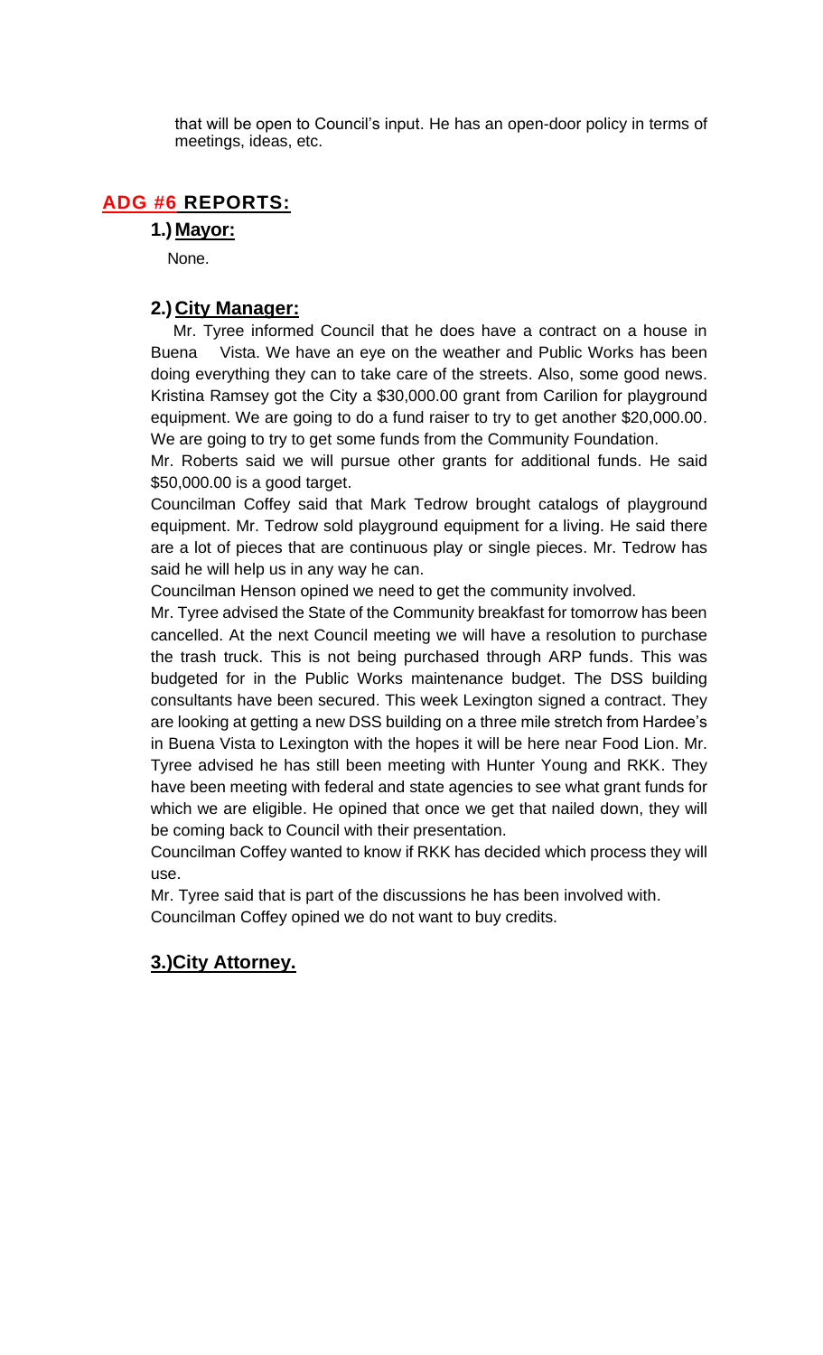that will be open to Council's input. He has an open-door policy in terms of meetings, ideas, etc.

## ADG #6 REPORTS:

### 1.) Mayor:

None.

### 2.) City Manager:

Mr. Tyree informed Council that he does have a contract on a house in Buena Vista. We have an eye on the weather and Public Works has been doing everything they can to take care of the streets. Also, some good news. Kristina Ramsey got the City a $30,000.00 grant from Carilion for playground equipment. We are going to do a fund raiser to try to get another $20,000.00. We are going to try to get some funds from the Community Foundation.

Mr. Roberts said we will pursue other grants for additional funds. He said $50,000.00 is a good target.

Councilman Coffey said that Mark Tedrow brought catalogs of playground equipment. Mr. Tedrow sold playground equipment for a living. He said there are a lot of pieces that are continuous play or single pieces. Mr. Tedrow has said he will help us in any way he can.

Councilman Henson opined we need to get the community involved.

Mr. Tyree advised the State of the Community breakfast for tomorrow has been cancelled. At the next Council meeting we will have a resolution to purchase the trash truck. This is not being purchased through ARP funds. This was budgeted for in the Public Works maintenance budget. The DSS building consultants have been secured. This week Lexington signed a contract. They are looking at getting a new DSS building on a three mile stretch from Hardee's in Buena Vista to Lexington with the hopes it will be here near Food Lion. Mr. Tyree advised he has still been meeting with Hunter Young and RKK. They have been meeting with federal and state agencies to see what grant funds for which we are eligible. He opined that once we get that nailed down, they will be coming back to Council with their presentation.

Councilman Coffey wanted to know if RKK has decided which process they will use.

Mr. Tyree said that is part of the discussions he has been involved with.

Councilman Coffey opined we do not want to buy credits.

### 3.) City Attorney.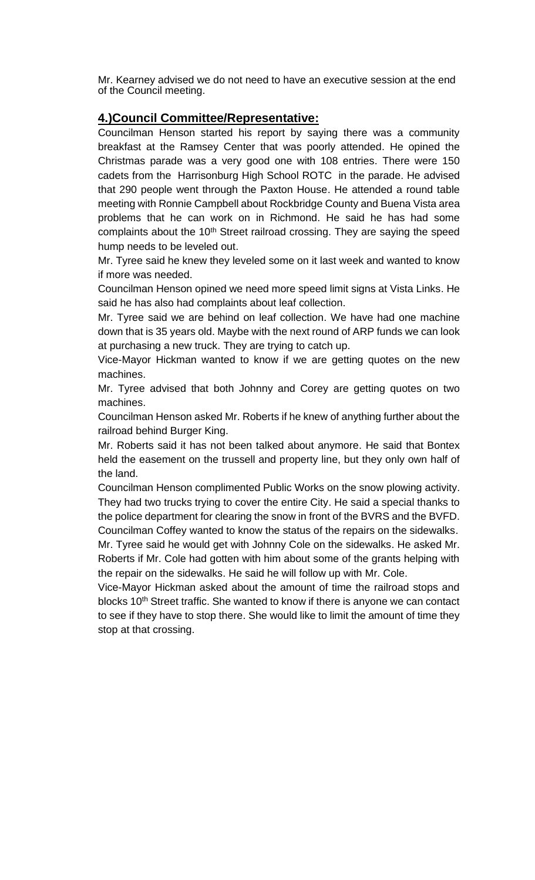Mr. Kearney advised we do not need to have an executive session at the end of the Council meeting.

## 4.)Council Committee/Representative:

Councilman Henson started his report by saying there was a community breakfast at the Ramsey Center that was poorly attended. He opined the Christmas parade was a very good one with 108 entries. There were 150 cadets from the Harrisonburg High School ROTC in the parade. He advised that 290 people went through the Paxton House. He attended a round table meeting with Ronnie Campbell about Rockbridge County and Buena Vista area problems that he can work on in Richmond. He said he has had some complaints about the 10th Street railroad crossing. They are saying the speed hump needs to be leveled out.

Mr. Tyree said he knew they leveled some on it last week and wanted to know if more was needed.

Councilman Henson opined we need more speed limit signs at Vista Links. He said he has also had complaints about leaf collection.

Mr. Tyree said we are behind on leaf collection. We have had one machine down that is 35 years old. Maybe with the next round of ARP funds we can look at purchasing a new truck. They are trying to catch up.

Vice-Mayor Hickman wanted to know if we are getting quotes on the new machines.

Mr. Tyree advised that both Johnny and Corey are getting quotes on two machines.

Councilman Henson asked Mr. Roberts if he knew of anything further about the railroad behind Burger King.

Mr. Roberts said it has not been talked about anymore. He said that Bontex held the easement on the trussell and property line, but they only own half of the land.

Councilman Henson complimented Public Works on the snow plowing activity. They had two trucks trying to cover the entire City. He said a special thanks to the police department for clearing the snow in front of the BVRS and the BVFD.

Councilman Coffey wanted to know the status of the repairs on the sidewalks.

Mr. Tyree said he would get with Johnny Cole on the sidewalks. He asked Mr. Roberts if Mr. Cole had gotten with him about some of the grants helping with the repair on the sidewalks. He said he will follow up with Mr. Cole.

Vice-Mayor Hickman asked about the amount of time the railroad stops and blocks 10th Street traffic. She wanted to know if there is anyone we can contact to see if they have to stop there. She would like to limit the amount of time they stop at that crossing.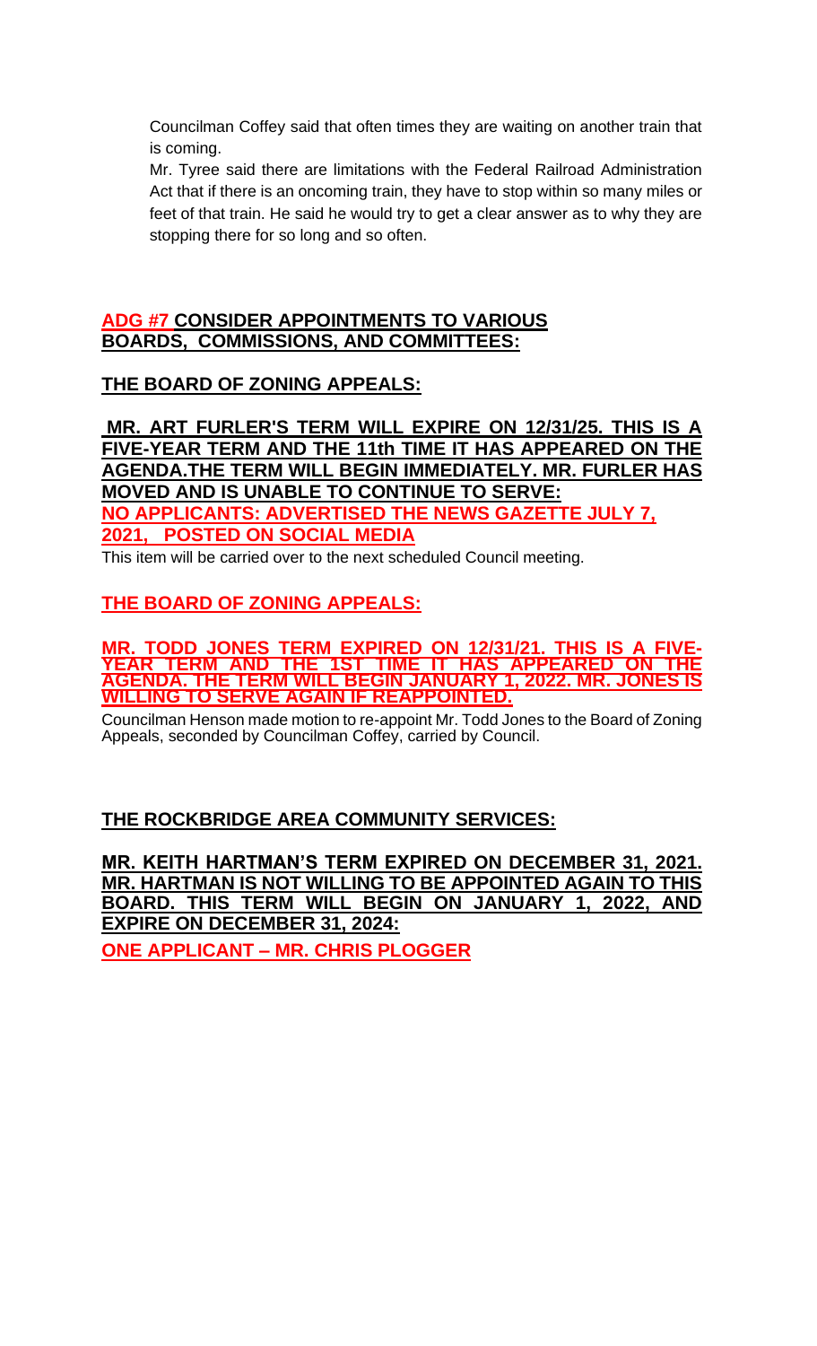Councilman Coffey said that often times they are waiting on another train that is coming.

Mr. Tyree said there are limitations with the Federal Railroad Administration Act that if there is an oncoming train, they have to stop within so many miles or feet of that train. He said he would try to get a clear answer as to why they are stopping there for so long and so often.

## ADG #7 CONSIDER APPOINTMENTS TO VARIOUS BOARDS, COMMISSIONS, AND COMMITTEES:

### THE BOARD OF ZONING APPEALS:

**MR. ART FURLER'S TERM WILL EXPIRE ON 12/31/25. THIS IS A FIVE-YEAR TERM AND THE 11th TIME IT HAS APPEARED ON THE AGENDA.THE TERM WILL BEGIN IMMEDIATELY. MR. FURLER HAS MOVED AND IS UNABLE TO CONTINUE TO SERVE:**

**NO APPLICANTS: ADVERTISED THE NEWS GAZETTE JULY 7, 2021, POSTED ON SOCIAL MEDIA**

This item will be carried over to the next scheduled Council meeting.

### THE BOARD OF ZONING APPEALS:

**MR. TODD JONES TERM EXPIRED ON 12/31/21. THIS IS A FIVE-YEAR TERM AND THE 1ST TIME IT HAS APPEARED ON THE AGENDA. THE TERM WILL BEGIN JANUARY 1, 2022. MR. JONES IS WILLING TO SERVE AGAIN IF REAPPOINTED.**

Councilman Henson made motion to re-appoint Mr. Todd Jones to the Board of Zoning Appeals, seconded by Councilman Coffey, carried by Council.

### THE ROCKBRIDGE AREA COMMUNITY SERVICES:

**MR. KEITH HARTMAN'S TERM EXPIRED ON DECEMBER 31, 2021. MR. HARTMAN IS NOT WILLING TO BE APPOINTED AGAIN TO THIS BOARD. THIS TERM WILL BEGIN ON JANUARY 1, 2022, AND EXPIRE ON DECEMBER 31, 2024:**

**ONE APPLICANT – MR. CHRIS PLOGGER**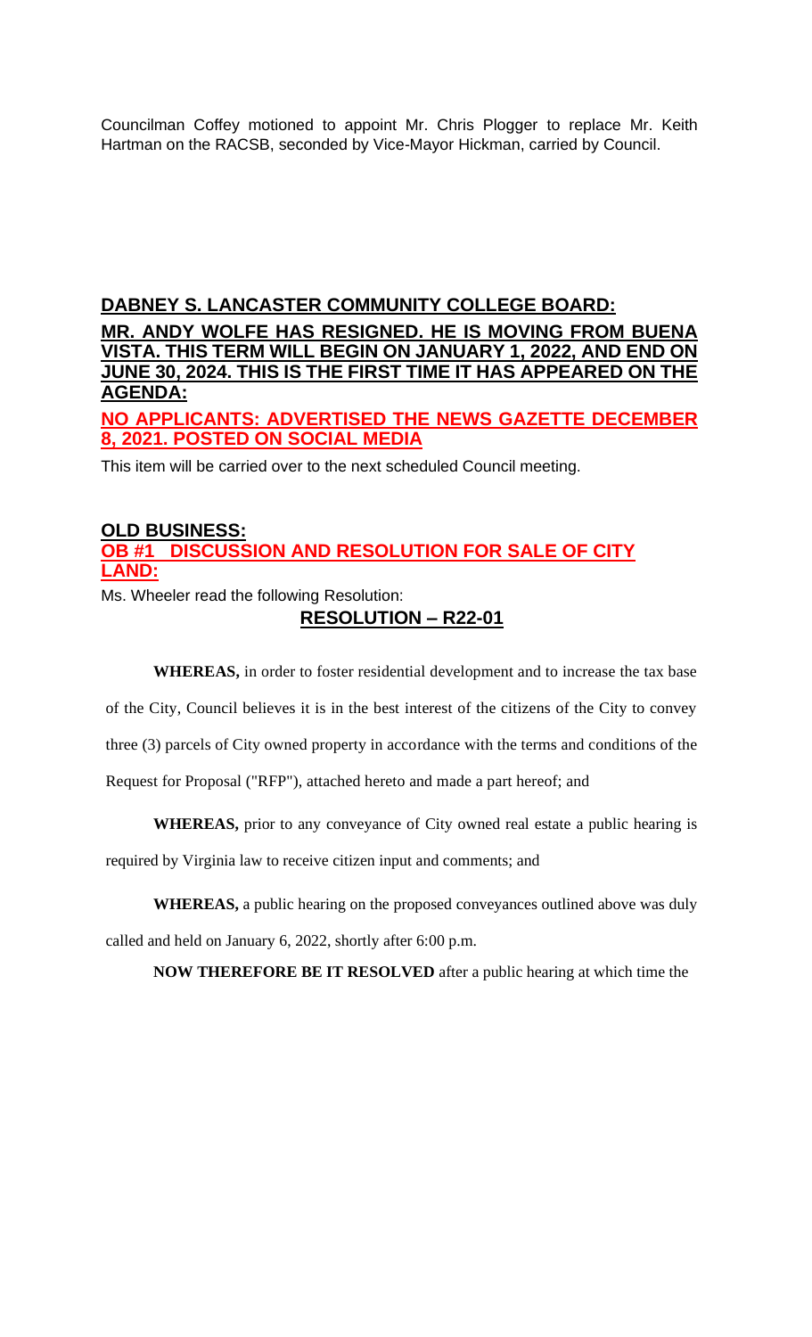Councilman Coffey motioned to appoint Mr. Chris Plogger to replace Mr. Keith Hartman on the RACSB, seconded by Vice-Mayor Hickman, carried by Council.

**DABNEY S. LANCASTER COMMUNITY COLLEGE BOARD:**

**MR. ANDY WOLFE HAS RESIGNED. HE IS MOVING FROM BUENA VISTA. THIS TERM WILL BEGIN ON JANUARY 1, 2022, AND END ON JUNE 30, 2024. THIS IS THE FIRST TIME IT HAS APPEARED ON THE AGENDA:**

**NO APPLICANTS: ADVERTISED THE NEWS GAZETTE DECEMBER 8, 2021. POSTED ON SOCIAL MEDIA**

This item will be carried over to the next scheduled Council meeting.

**OLD BUSINESS:**

**OB #1 DISCUSSION AND RESOLUTION FOR SALE OF CITY LAND:**

Ms. Wheeler read the following Resolution:

**RESOLUTION – R22-01**

**WHEREAS,** in order to foster residential development and to increase the tax base of the City, Council believes it is in the best interest of the citizens of the City to convey three (3) parcels of City owned property in accordance with the terms and conditions of the Request for Proposal ("RFP"), attached hereto and made a part hereof; and

**WHEREAS,** prior to any conveyance of City owned real estate a public hearing is required by Virginia law to receive citizen input and comments; and

**WHEREAS,** a public hearing on the proposed conveyances outlined above was duly called and held on January 6, 2022, shortly after 6:00 p.m.

**NOW THEREFORE BE IT RESOLVED** after a public hearing at which time the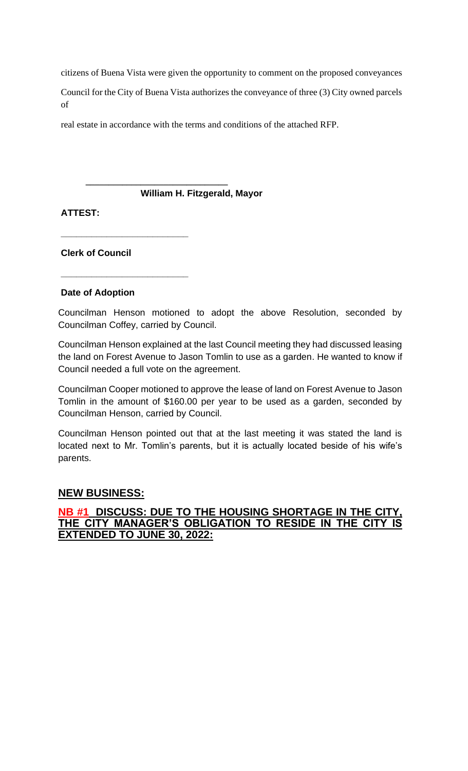citizens of Buena Vista were given the opportunity to comment on the proposed conveyances

Council for the City of Buena Vista authorizes the conveyance of three (3) City owned parcels of

real estate in accordance with the terms and conditions of the attached RFP.

\_\_\_\_\_\_\_\_\_\_\_\_\_\_\_\_\_\_\_\_\_\_\_\_\_\_\_

**William H. Fitzgerald, Mayor**

**ATTEST:**

\_\_\_\_\_\_\_\_\_\_\_\_\_\_\_\_\_\_\_\_\_\_\_\_\_\_\_

**Clerk of Council**

\_\_\_\_\_\_\_\_\_\_\_\_\_\_\_\_\_\_\_\_\_\_\_\_\_\_\_

**Date of Adoption**

Councilman Henson motioned to adopt the above Resolution, seconded by Councilman Coffey, carried by Council.

Councilman Henson explained at the last Council meeting they had discussed leasing the land on Forest Avenue to Jason Tomlin to use as a garden. He wanted to know if Council needed a full vote on the agreement.

Councilman Cooper motioned to approve the lease of land on Forest Avenue to Jason Tomlin in the amount of $160.00 per year to be used as a garden, seconded by Councilman Henson, carried by Council.

Councilman Henson pointed out that at the last meeting it was stated the land is located next to Mr. Tomlin's parents, but it is actually located beside of his wife's parents.

## NEW BUSINESS:

### NB #1 DISCUSS: DUE TO THE HOUSING SHORTAGE IN THE CITY, THE CITY MANAGER'S OBLIGATION TO RESIDE IN THE CITY IS EXTENDED TO JUNE 30, 2022: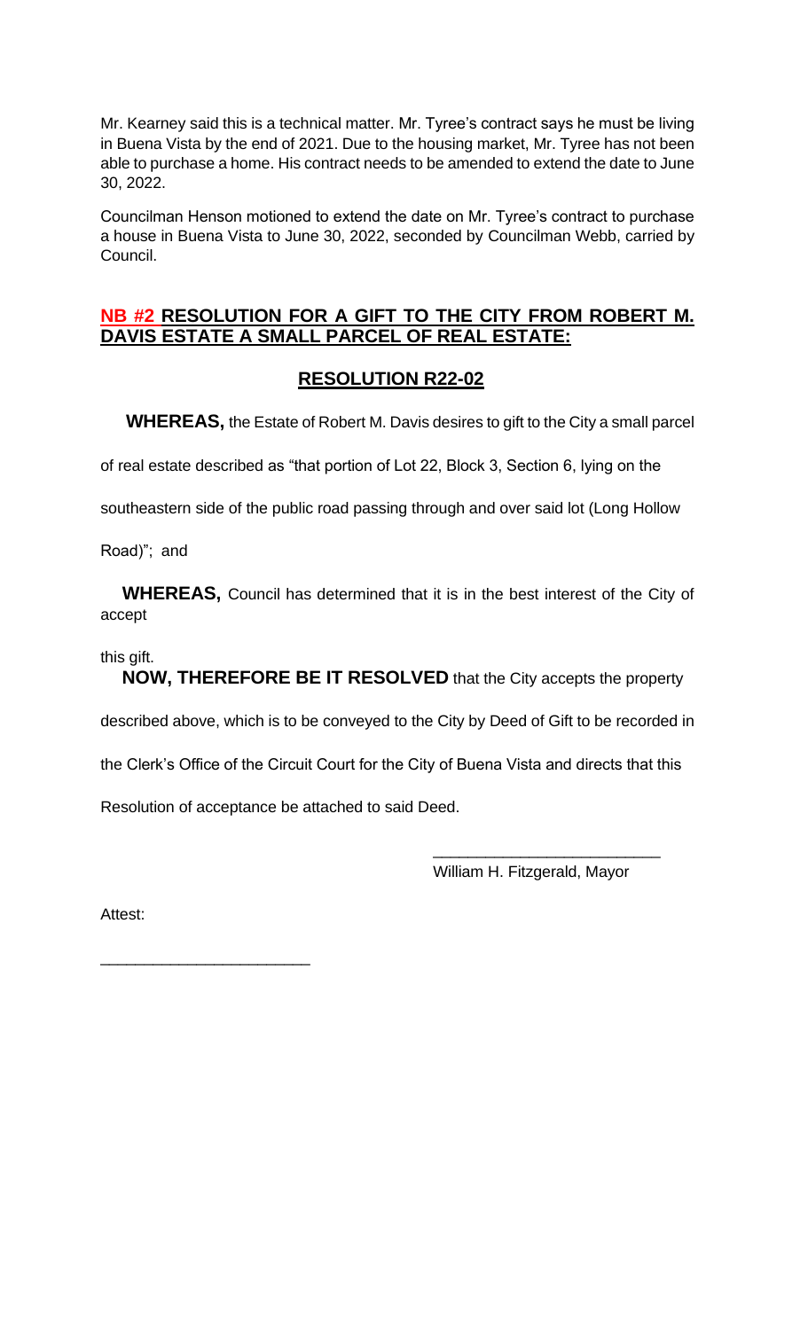Mr. Kearney said this is a technical matter. Mr. Tyree's contract says he must be living in Buena Vista by the end of 2021. Due to the housing market, Mr. Tyree has not been able to purchase a home. His contract needs to be amended to extend the date to June 30, 2022.

Councilman Henson motioned to extend the date on Mr. Tyree's contract to purchase a house in Buena Vista to June 30, 2022, seconded by Councilman Webb, carried by Council.

## NB #2 RESOLUTION FOR A GIFT TO THE CITY FROM ROBERT M. DAVIS ESTATE A SMALL PARCEL OF REAL ESTATE:

## RESOLUTION R22-02

**WHEREAS,** the Estate of Robert M. Davis desires to gift to the City a small parcel of real estate described as "that portion of Lot 22, Block 3, Section 6, lying on the southeastern side of the public road passing through and over said lot (Long Hollow Road)"; and

**WHEREAS,** Council has determined that it is in the best interest of the City of accept this gift.

**NOW, THEREFORE BE IT RESOLVED** that the City accepts the property described above, which is to be conveyed to the City by Deed of Gift to be recorded in the Clerk's Office of the Circuit Court for the City of Buena Vista and directs that this Resolution of acceptance be attached to said Deed.

\_\_\_\_\_\_\_\_\_\_\_\_\_\_\_\_\_\_\_\_\_\_\_\_\_\_
William H. Fitzgerald, Mayor

Attest:

\_\_\_\_\_\_\_\_\_\_\_\_\_\_\_\_\_\_\_\_\_\_\_\_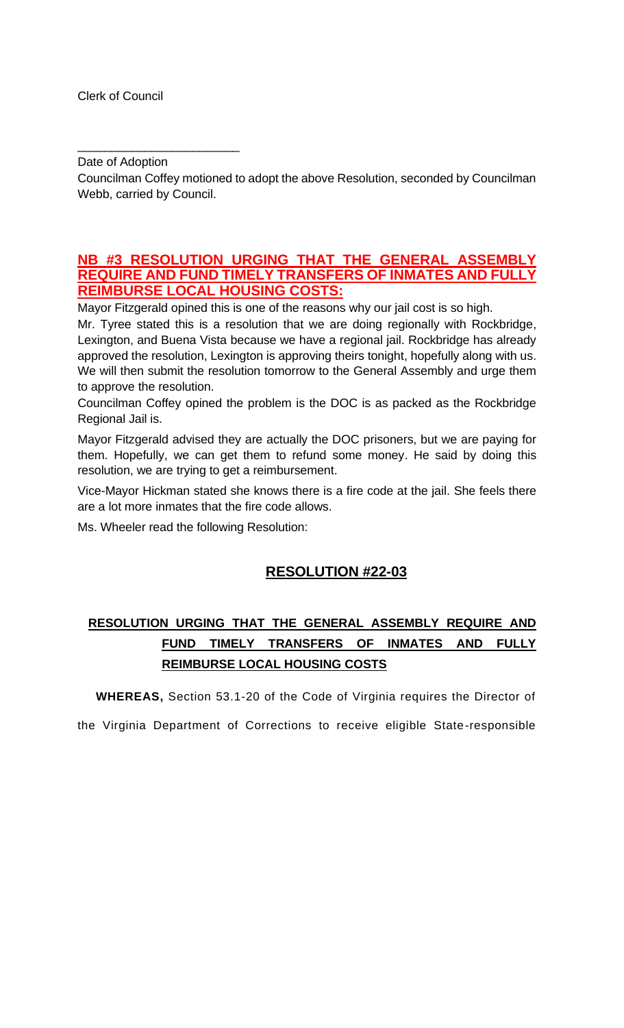Clerk of Council

\_\_\_\_\_\_\_\_\_\_\_\_\_\_\_\_\_\_\_\_\_\_\_\_

Date of Adoption

Councilman Coffey motioned to adopt the above Resolution, seconded by Councilman Webb, carried by Council.

## NB #3 RESOLUTION URGING THAT THE GENERAL ASSEMBLY REQUIRE AND FUND TIMELY TRANSFERS OF INMATES AND FULLY REIMBURSE LOCAL HOUSING COSTS:

Mayor Fitzgerald opined this is one of the reasons why our jail cost is so high.

Mr. Tyree stated this is a resolution that we are doing regionally with Rockbridge, Lexington, and Buena Vista because we have a regional jail. Rockbridge has already approved the resolution, Lexington is approving theirs tonight, hopefully along with us. We will then submit the resolution tomorrow to the General Assembly and urge them to approve the resolution.

Councilman Coffey opined the problem is the DOC is as packed as the Rockbridge Regional Jail is.

Mayor Fitzgerald advised they are actually the DOC prisoners, but we are paying for them. Hopefully, we can get them to refund some money. He said by doing this resolution, we are trying to get a reimbursement.

Vice-Mayor Hickman stated she knows there is a fire code at the jail. She feels there are a lot more inmates that the fire code allows.

Ms. Wheeler read the following Resolution:

## RESOLUTION #22-03

### RESOLUTION URGING THAT THE GENERAL ASSEMBLY REQUIRE AND FUND TIMELY TRANSFERS OF INMATES AND FULLY REIMBURSE LOCAL HOUSING COSTS

**WHEREAS,** Section 53.1-20 of the Code of Virginia requires the Director of the Virginia Department of Corrections to receive eligible State-responsible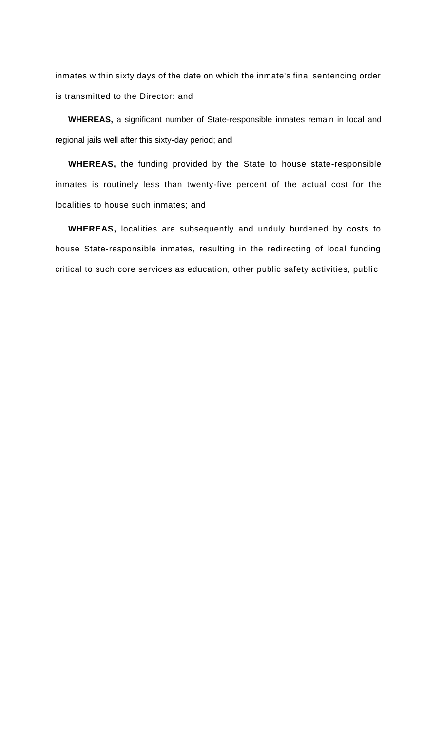inmates within sixty days of the date on which the inmate's final sentencing order is transmitted to the Director: and

**WHEREAS,** a significant number of State-responsible inmates remain in local and regional jails well after this sixty-day period; and

**WHEREAS,** the funding provided by the State to house state-responsible inmates is routinely less than twenty-five percent of the actual cost for the localities to house such inmates; and

**WHEREAS,** localities are subsequently and unduly burdened by costs to house State-responsible inmates, resulting in the redirecting of local funding critical to such core services as education, other public safety activities, public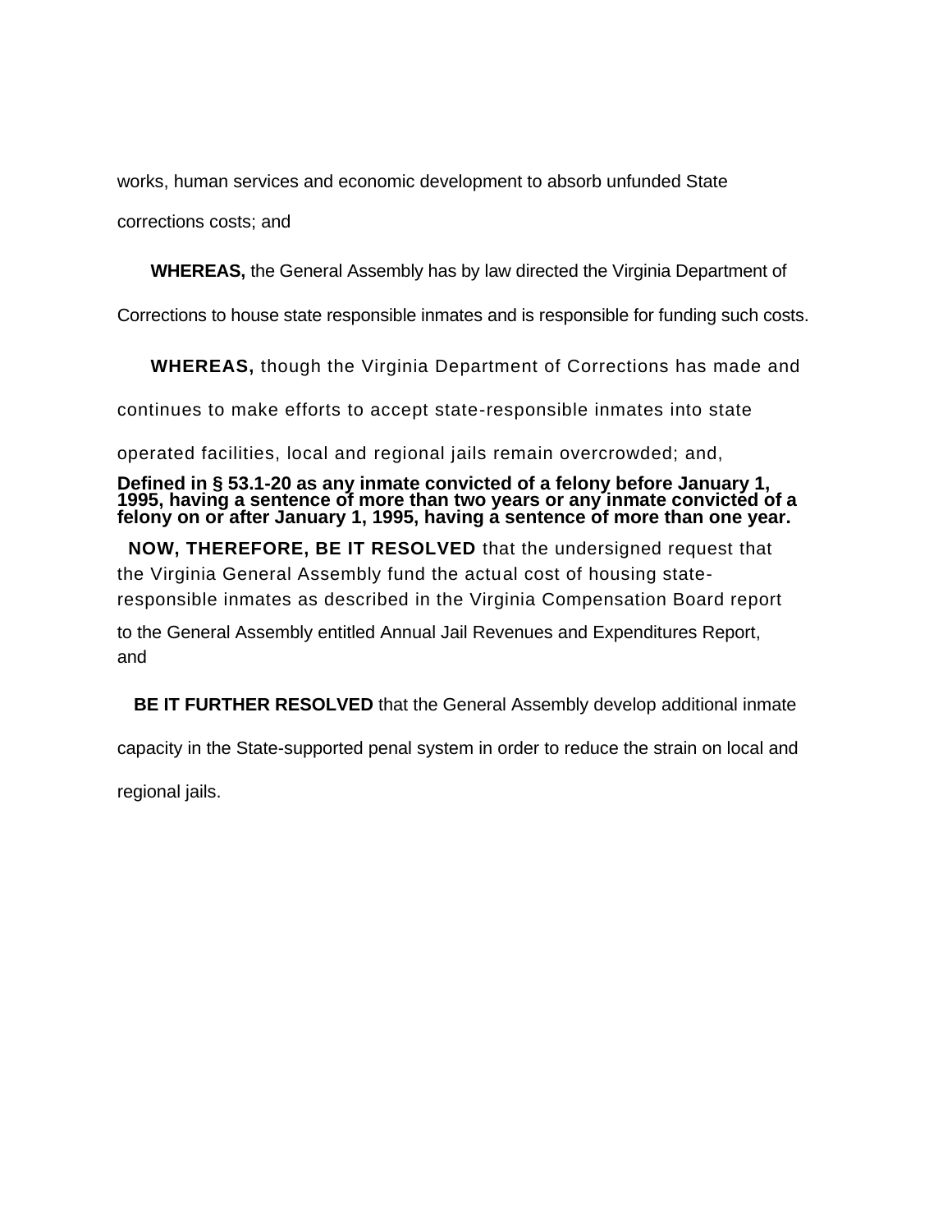works, human services and economic development to absorb unfunded State corrections costs; and

**WHEREAS,** the General Assembly has by law directed the Virginia Department of Corrections to house state responsible inmates and is responsible for funding such costs.

**WHEREAS,** though the Virginia Department of Corrections has made and continues to make efforts to accept state-responsible inmates into state operated facilities, local and regional jails remain overcrowded; and,

**Defined in § 53.1-20 as any inmate convicted of a felony before January 1, 1995, having a sentence of more than two years or any inmate convicted of a felony on or after January 1, 1995, having a sentence of more than one year.**

**NOW, THEREFORE, BE IT RESOLVED** that the undersigned request that the Virginia General Assembly fund the actual cost of housing state-responsible inmates as described in the Virginia Compensation Board report to the General Assembly entitled Annual Jail Revenues and Expenditures Report, and

**BE IT FURTHER RESOLVED** that the General Assembly develop additional inmate capacity in the State-supported penal system in order to reduce the strain on local and regional jails.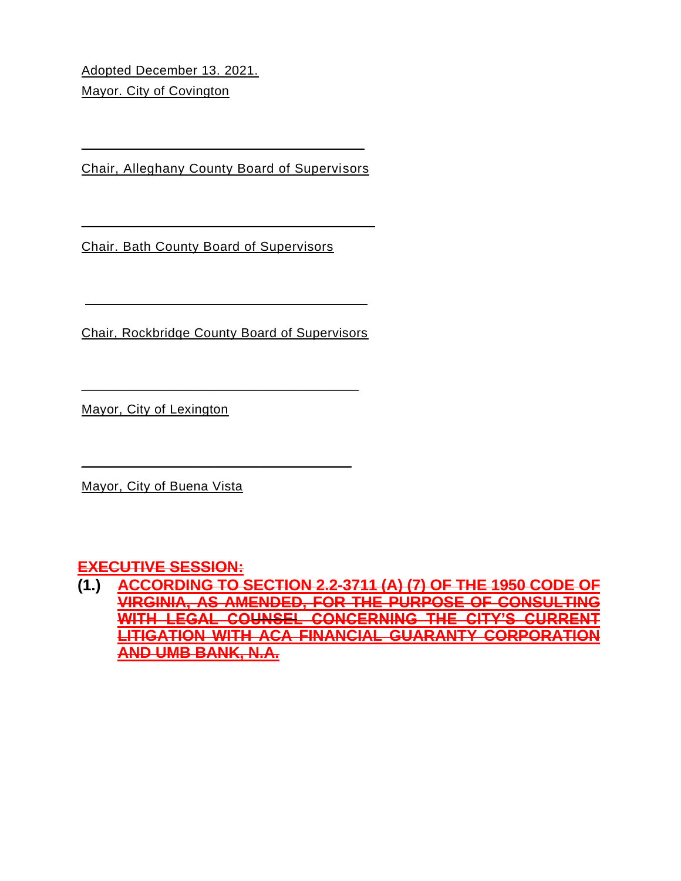Adopted December 13. 2021.

Mayor. City of Covington

\_\_\_\_\_\_\_\_\_\_\_\_\_\_\_\_\_\_\_\_\_\_\_\_\_\_\_\_\_\_\_\_\_\_\_\_\_\_\_

Chair, Alleghany County Board of Supervisors

\_\_\_\_\_\_\_\_\_\_\_\_\_\_\_\_\_\_\_\_\_\_\_\_\_\_\_\_\_\_\_\_\_\_\_\_\_\_\_

Chair. Bath County Board of Supervisors

\_\_\_\_\_\_\_\_\_\_\_\_\_\_\_\_\_\_\_\_\_\_\_\_\_\_\_\_\_\_\_\_\_\_\_\_\_\_\_

Chair, Rockbridge County Board of Supervisors

\_\_\_\_\_\_\_\_\_\_\_\_\_\_\_\_\_\_\_\_\_\_\_\_\_\_\_\_\_\_\_\_\_\_\_\_\_\_\_

Mayor, City of Lexington

\_\_\_\_\_\_\_\_\_\_\_\_\_\_\_\_\_\_\_\_\_\_\_\_\_\_\_\_\_\_\_\_\_\_\_\_\_\_\_

Mayor, City of Buena Vista

**~~EXECUTIVE SESSION:~~**

**(1.)** **~~ACCORDING TO SECTION 2.2-3711 (A) (7) OF THE 1950 CODE OF VIRGINIA, AS AMENDED, FOR THE PURPOSE OF CONSULTING WITH LEGAL COUNSEL CONCERNING THE CITY'S CURRENT LITIGATION WITH ACA FINANCIAL GUARANTY CORPORATION AND UMB BANK, N.A.~~**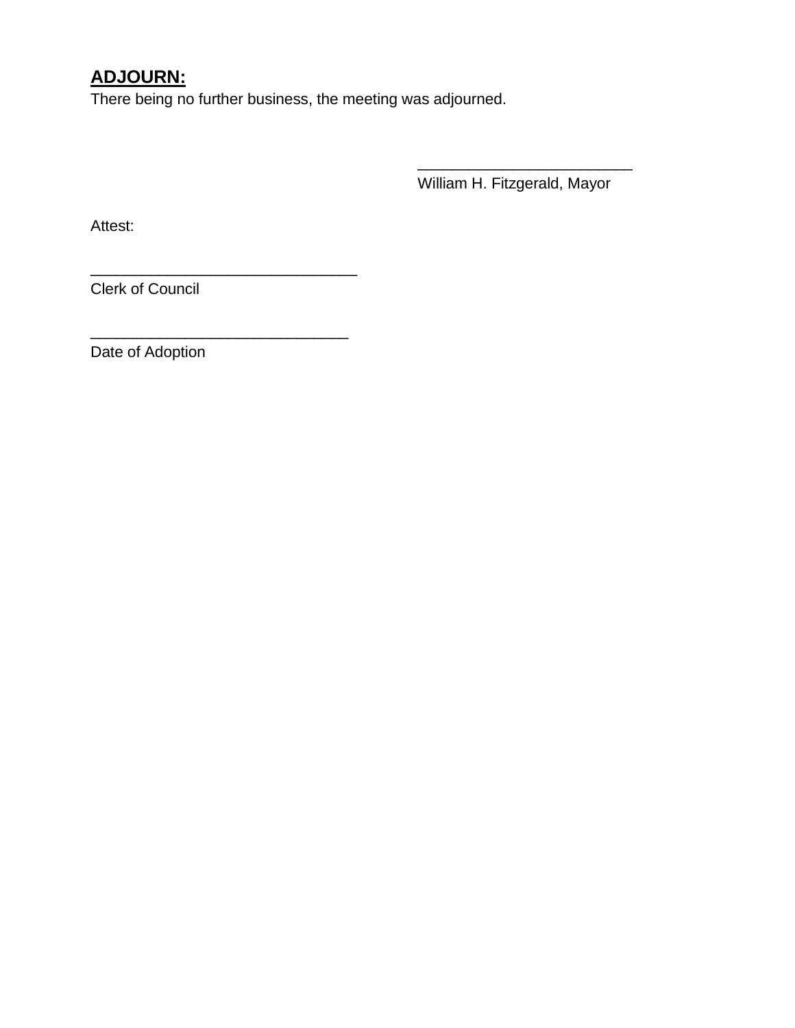**ADJOURN:**
There being no further business, the meeting was adjourned.

_________________________
William H. Fitzgerald, Mayor

Attest:

________________________________
Clerk of Council

_______________________________
Date of Adoption